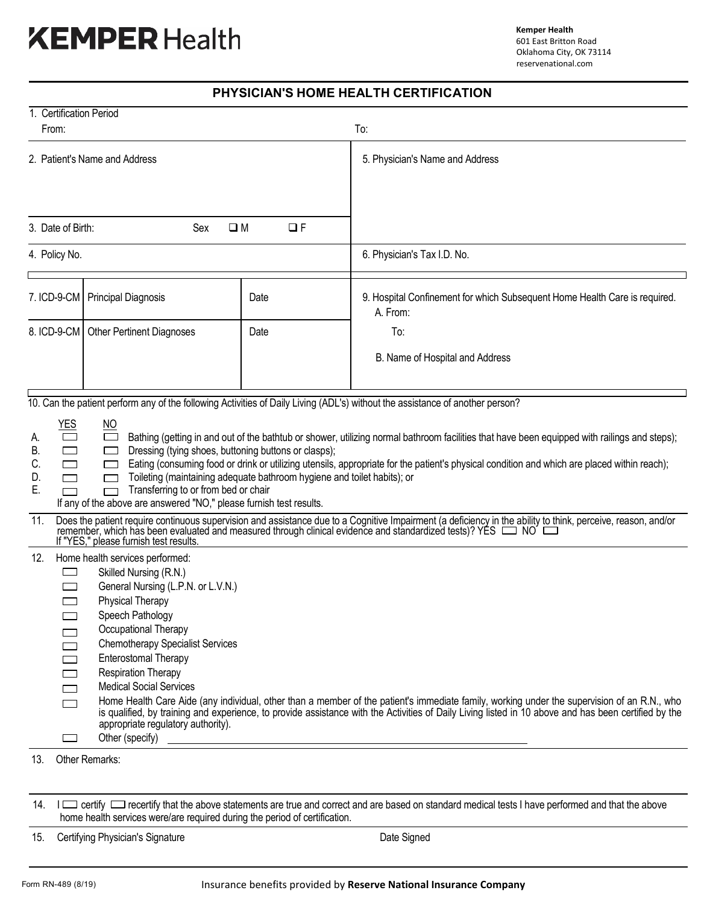# KEMPER Health

**Kemper Health**
601 East Britton Road
Oklahoma City, OK 73114
reservenational.com

## PHYSICIAN'S HOME HEALTH CERTIFICATION

1. Certification Period
   From: To:

2. Patient's Name and Address

5. Physician's Name and Address

3. Date of Birth: Sex ☐ M ☐ F

4. Policy No.

6. Physician's Tax I.D. No.

| 7. ICD-9-CM | Principal Diagnosis | Date |
|---|---|---|
| 8. ICD-9-CM | Other Pertinent Diagnoses | Date |
| | | |

9. Hospital Confinement for which Subsequent Home Health Care is required.
   A. From:
   To:
   B. Name of Hospital and Address

10. Can the patient perform any of the following Activities of Daily Living (ADL's) without the assistance of another person?

| | YES | NO | |
|---|---|---|---|
| A. | ☐ | ☐ | Bathing (getting in and out of the bathtub or shower, utilizing normal bathroom facilities that have been equipped with railings and steps); |
| B. | ☐ | ☐ | Dressing (tying shoes, buttoning buttons or clasps); |
| C. | ☐ | ☐ | Eating (consuming food or drink or utilizing utensils, appropriate for the patient's physical condition and which are placed within reach); |
| D. | ☐ | ☐ | Toileting (maintaining adequate bathroom hygiene and toilet habits); or |
| E. | ☐ | ☐ | Transferring to or from bed or chair |

If any of the above are answered "NO," please furnish test results.

11. Does the patient require continuous supervision and assistance due to a Cognitive Impairment (a deficiency in the ability to think, perceive, reason, and/or remember, which has been evaluated and measured through clinical evidence and standardized tests)? YES ☐ NO ☐
    If "YES," please furnish test results.

12. Home health services performed:
    - ☐ Skilled Nursing (R.N.)
    - ☐ General Nursing (L.P.N. or L.V.N.)
    - ☐ Physical Therapy
    - ☐ Speech Pathology
    - ☐ Occupational Therapy
    - ☐ Chemotherapy Specialist Services
    - ☐ Enterostomal Therapy
    - ☐ Respiration Therapy
    - ☐ Medical Social Services
    - ☐ Home Health Care Aide (any individual, other than a member of the patient's immediate family, working under the supervision of an R.N., who is qualified, by training and experience, to provide assistance with the Activities of Daily Living listed in 10 above and has been certified by the appropriate regulatory authority).
    - ☐ Other (specify) \_\_\_\_\_\_\_\_\_\_\_\_\_\_\_\_\_\_\_\_

13. Other Remarks:

14. I ☐ certify ☐ recertify that the above statements are true and correct and are based on standard medical tests I have performed and that the above home health services were/are required during the period of certification.

15. Certifying Physician's Signature Date Signed

Form RN-489 (8/19)

Insurance benefits provided by **Reserve National Insurance Company**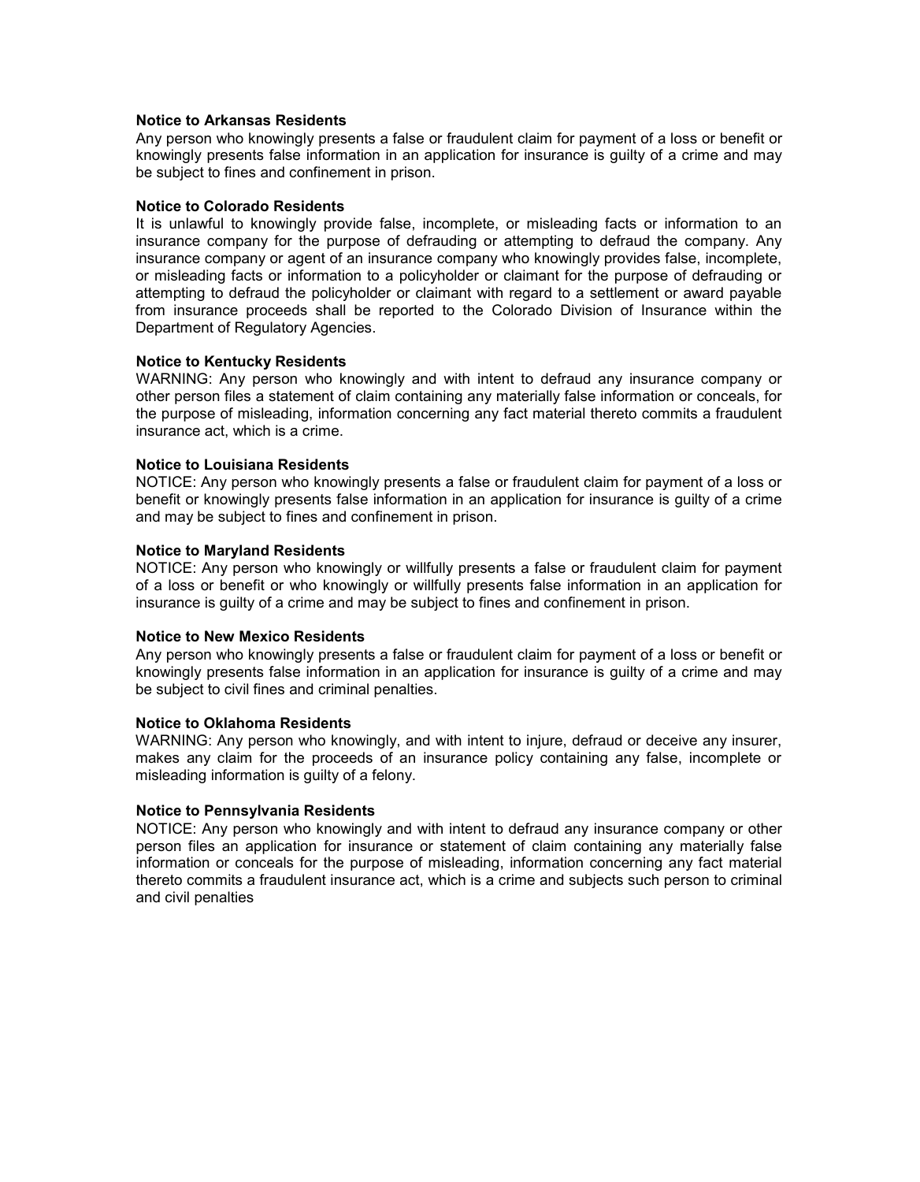**Notice to Arkansas Residents**
Any person who knowingly presents a false or fraudulent claim for payment of a loss or benefit or knowingly presents false information in an application for insurance is guilty of a crime and may be subject to fines and confinement in prison.

**Notice to Colorado Residents**
It is unlawful to knowingly provide false, incomplete, or misleading facts or information to an insurance company for the purpose of defrauding or attempting to defraud the company. Any insurance company or agent of an insurance company who knowingly provides false, incomplete, or misleading facts or information to a policyholder or claimant for the purpose of defrauding or attempting to defraud the policyholder or claimant with regard to a settlement or award payable from insurance proceeds shall be reported to the Colorado Division of Insurance within the Department of Regulatory Agencies.

**Notice to Kentucky Residents**
WARNING: Any person who knowingly and with intent to defraud any insurance company or other person files a statement of claim containing any materially false information or conceals, for the purpose of misleading, information concerning any fact material thereto commits a fraudulent insurance act, which is a crime.

**Notice to Louisiana Residents**
NOTICE: Any person who knowingly presents a false or fraudulent claim for payment of a loss or benefit or knowingly presents false information in an application for insurance is guilty of a crime and may be subject to fines and confinement in prison.

**Notice to Maryland Residents**
NOTICE: Any person who knowingly or willfully presents a false or fraudulent claim for payment of a loss or benefit or who knowingly or willfully presents false information in an application for insurance is guilty of a crime and may be subject to fines and confinement in prison.

**Notice to New Mexico Residents**
Any person who knowingly presents a false or fraudulent claim for payment of a loss or benefit or knowingly presents false information in an application for insurance is guilty of a crime and may be subject to civil fines and criminal penalties.

**Notice to Oklahoma Residents**
WARNING: Any person who knowingly, and with intent to injure, defraud or deceive any insurer, makes any claim for the proceeds of an insurance policy containing any false, incomplete or misleading information is guilty of a felony.

**Notice to Pennsylvania Residents**
NOTICE: Any person who knowingly and with intent to defraud any insurance company or other person files an application for insurance or statement of claim containing any materially false information or conceals for the purpose of misleading, information concerning any fact material thereto commits a fraudulent insurance act, which is a crime and subjects such person to criminal and civil penalties